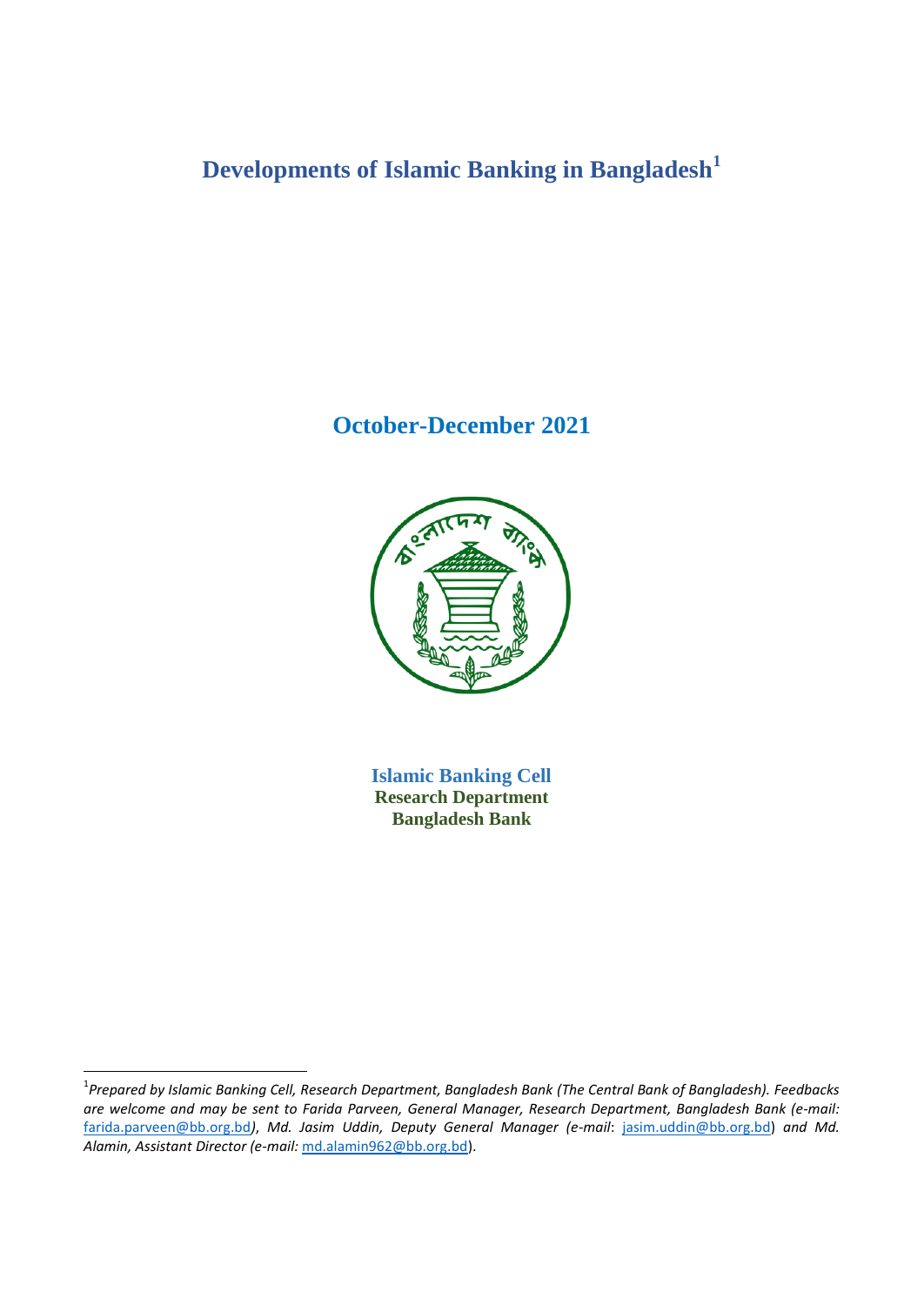# Developments of Islamic Banking in Bangladesh[1]

## October-December 2021

**Islamic Banking Cell**
**Research Department**
**Bangladesh Bank**

---

[1] *Prepared by Islamic Banking Cell, Research Department, Bangladesh Bank (The Central Bank of Bangladesh). Feedbacks are welcome and may be sent to Farida Parveen, General Manager, Research Department, Bangladesh Bank (e-mail:* farida.parveen@bb.org.bd*), Md. Jasim Uddin, Deputy General Manager (e-mail*: jasim.uddin@bb.org.bd) *and Md. Alamin, Assistant Director (e-mail:* md.alamin962@bb.org.bd).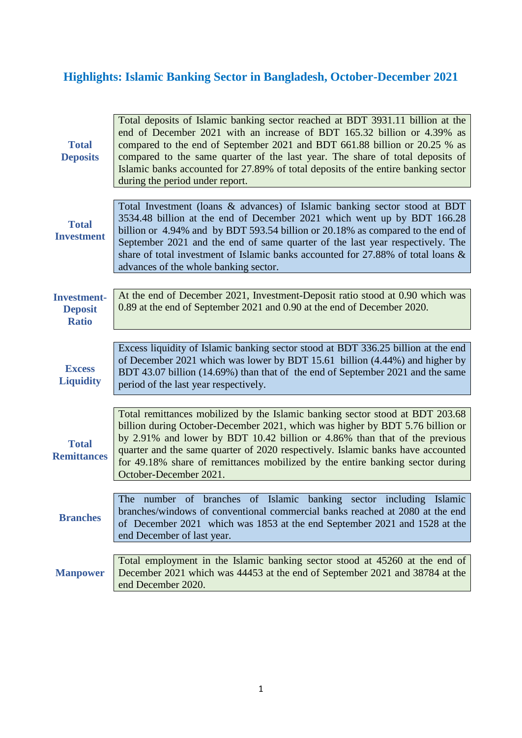# Highlights: Islamic Banking Sector in Bangladesh, October-December 2021

| | |
|---|---|
| **Total Deposits** | Total deposits of Islamic banking sector reached at BDT 3931.11 billion at the end of December 2021 with an increase of BDT 165.32 billion or 4.39% as compared to the end of September 2021 and BDT 661.88 billion or 20.25 % as compared to the same quarter of the last year. The share of total deposits of Islamic banks accounted for 27.89% of total deposits of the entire banking sector during the period under report. |
| **Total Investment** | Total Investment (loans & advances) of Islamic banking sector stood at BDT 3534.48 billion at the end of December 2021 which went up by BDT 166.28 billion or 4.94% and by BDT 593.54 billion or 20.18% as compared to the end of September 2021 and the end of same quarter of the last year respectively. The share of total investment of Islamic banks accounted for 27.88% of total loans & advances of the whole banking sector. |
| **Investment-Deposit Ratio** | At the end of December 2021, Investment-Deposit ratio stood at 0.90 which was 0.89 at the end of September 2021 and 0.90 at the end of December 2020. |
| **Excess Liquidity** | Excess liquidity of Islamic banking sector stood at BDT 336.25 billion at the end of December 2021 which was lower by BDT 15.61 billion (4.44%) and higher by BDT 43.07 billion (14.69%) than that of the end of September 2021 and the same period of the last year respectively. |
| **Total Remittances** | Total remittances mobilized by the Islamic banking sector stood at BDT 203.68 billion during October-December 2021, which was higher by BDT 5.76 billion or by 2.91% and lower by BDT 10.42 billion or 4.86% than that of the previous quarter and the same quarter of 2020 respectively. Islamic banks have accounted for 49.18% share of remittances mobilized by the entire banking sector during October-December 2021. |
| **Branches** | The number of branches of Islamic banking sector including Islamic branches/windows of conventional commercial banks reached at 2080 at the end of December 2021 which was 1853 at the end September 2021 and 1528 at the end December of last year. |
| **Manpower** | Total employment in the Islamic banking sector stood at 45260 at the end of December 2021 which was 44453 at the end of September 2021 and 38784 at the end December 2020. |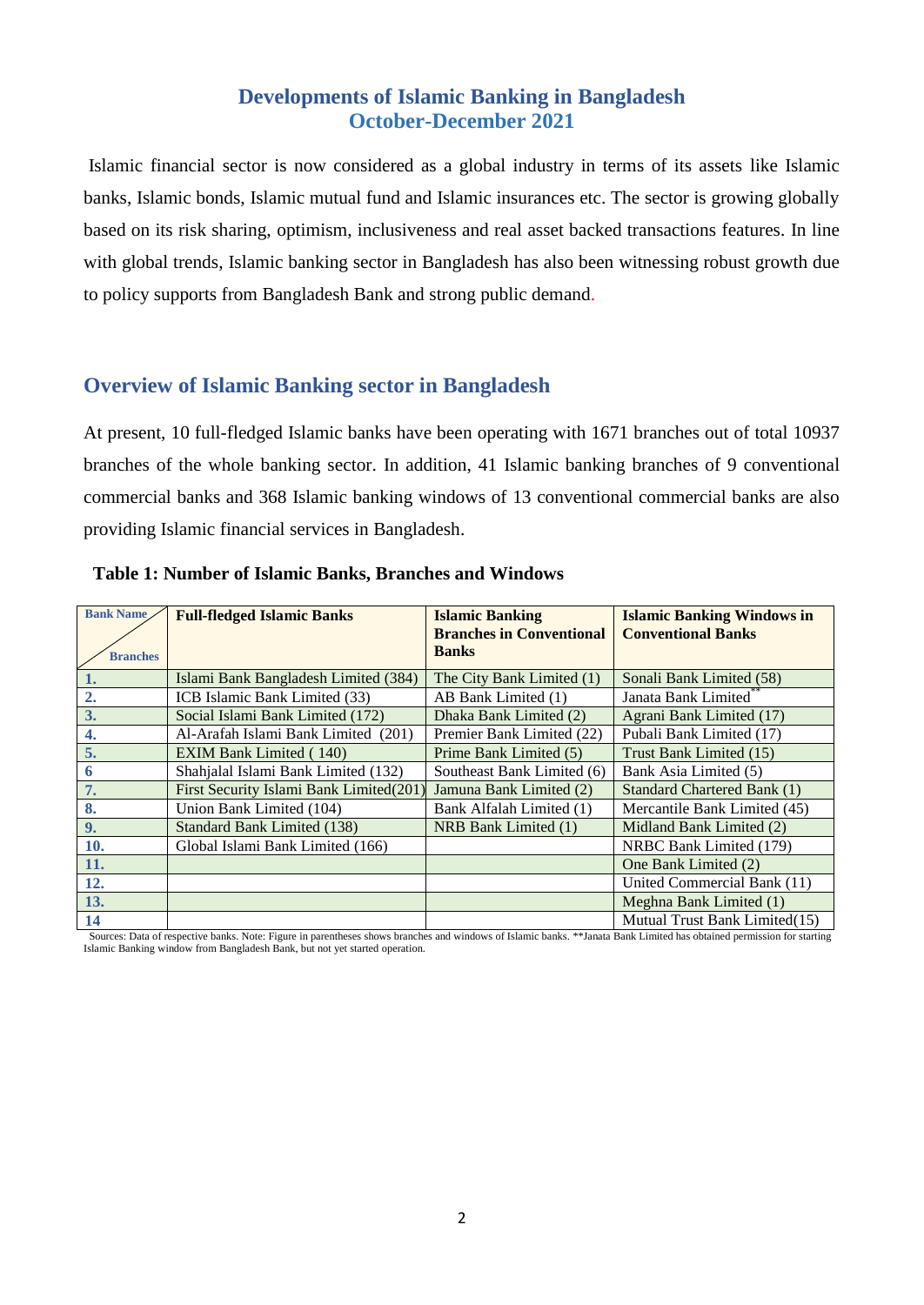# Developments of Islamic Banking in Bangladesh
## October-December 2021

Islamic financial sector is now considered as a global industry in terms of its assets like Islamic banks, Islamic bonds, Islamic mutual fund and Islamic insurances etc. The sector is growing globally based on its risk sharing, optimism, inclusiveness and real asset backed transactions features. In line with global trends, Islamic banking sector in Bangladesh has also been witnessing robust growth due to policy supports from Bangladesh Bank and strong public demand.

## Overview of Islamic Banking sector in Bangladesh

At present, 10 full-fledged Islamic banks have been operating with 1671 branches out of total 10937 branches of the whole banking sector. In addition, 41 Islamic banking branches of 9 conventional commercial banks and 368 Islamic banking windows of 13 conventional commercial banks are also providing Islamic financial services in Bangladesh.

**Table 1: Number of Islamic Banks, Branches and Windows**

| Bank Name / Branches | Full-fledged Islamic Banks | Islamic Banking Branches in Conventional Banks | Islamic Banking Windows in Conventional Banks |
|---|---|---|---|
| 1. | Islami Bank Bangladesh Limited (384) | The City Bank Limited (1) | Sonali Bank Limited (58) |
| 2. | ICB Islamic Bank Limited (33) | AB Bank Limited (1) | Janata Bank Limited** |
| 3. | Social Islami Bank Limited (172) | Dhaka Bank Limited (2) | Agrani Bank Limited (17) |
| 4. | Al-Arafah Islami Bank Limited (201) | Premier Bank Limited (22) | Pubali Bank Limited (17) |
| 5. | EXIM Bank Limited ( 140) | Prime Bank Limited (5) | Trust Bank Limited (15) |
| 6 | Shahjalal Islami Bank Limited (132) | Southeast Bank Limited (6) | Bank Asia Limited (5) |
| 7. | First Security Islami Bank Limited(201) | Jamuna Bank Limited (2) | Standard Chartered Bank (1) |
| 8. | Union Bank Limited (104) | Bank Alfalah Limited (1) | Mercantile Bank Limited (45) |
| 9. | Standard Bank Limited (138) | NRB Bank Limited (1) | Midland Bank Limited (2) |
| 10. | Global Islami Bank Limited (166) | | NRBC Bank Limited (179) |
| 11. | | | One Bank Limited (2) |
| 12. | | | United Commercial Bank (11) |
| 13. | | | Meghna Bank Limited (1) |
| 14 | | | Mutual Trust Bank Limited(15) |

Sources: Data of respective banks. Note: Figure in parentheses shows branches and windows of Islamic banks. **Janata Bank Limited has obtained permission for starting Islamic Banking window from Bangladesh Bank, but not yet started operation.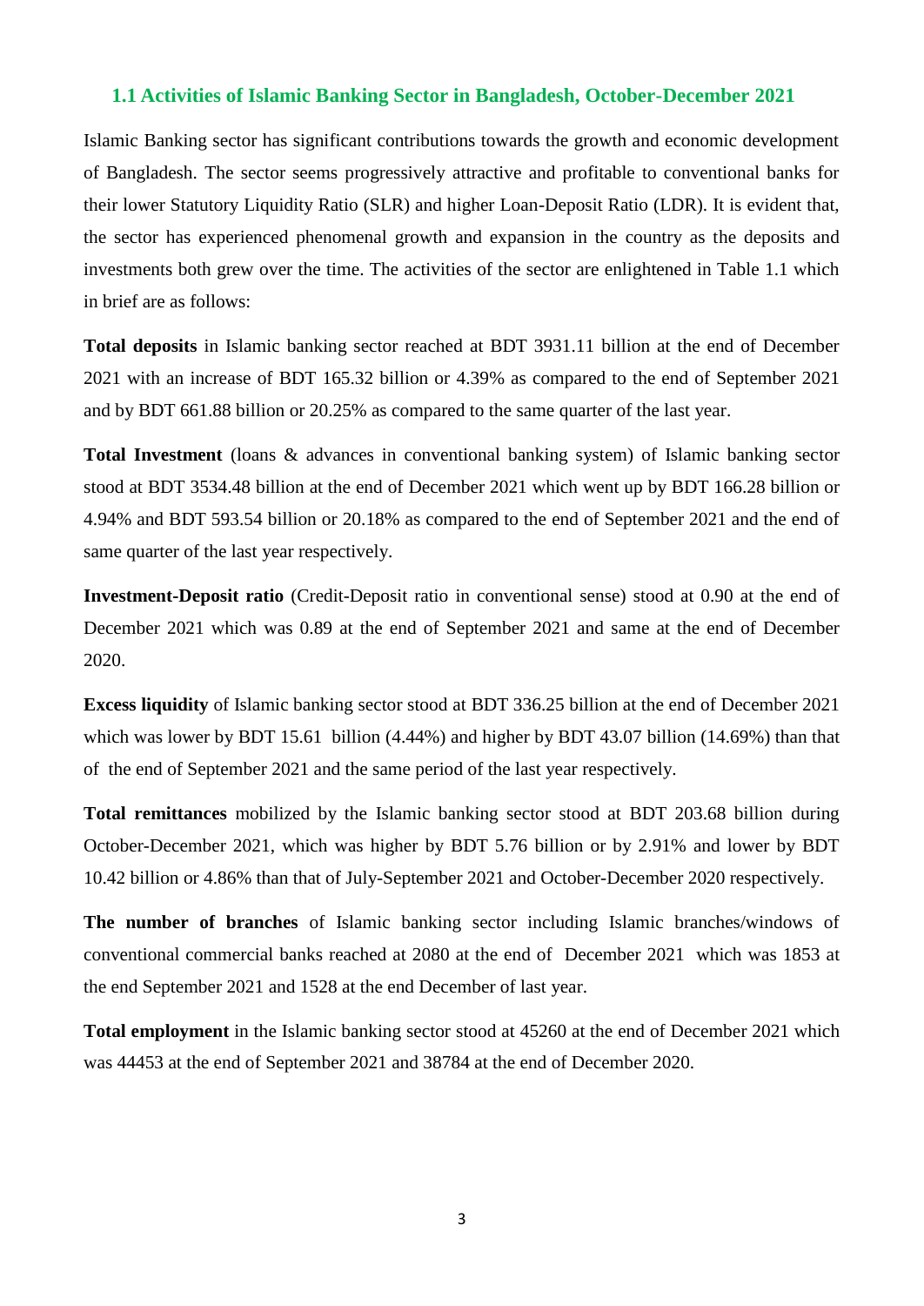## 1.1 Activities of Islamic Banking Sector in Bangladesh, October-December 2021

Islamic Banking sector has significant contributions towards the growth and economic development of Bangladesh. The sector seems progressively attractive and profitable to conventional banks for their lower Statutory Liquidity Ratio (SLR) and higher Loan-Deposit Ratio (LDR). It is evident that, the sector has experienced phenomenal growth and expansion in the country as the deposits and investments both grew over the time. The activities of the sector are enlightened in Table 1.1 which in brief are as follows:

**Total deposits** in Islamic banking sector reached at BDT 3931.11 billion at the end of December 2021 with an increase of BDT 165.32 billion or 4.39% as compared to the end of September 2021 and by BDT 661.88 billion or 20.25% as compared to the same quarter of the last year.

**Total Investment** (loans & advances in conventional banking system) of Islamic banking sector stood at BDT 3534.48 billion at the end of December 2021 which went up by BDT 166.28 billion or 4.94% and BDT 593.54 billion or 20.18% as compared to the end of September 2021 and the end of same quarter of the last year respectively.

**Investment-Deposit ratio** (Credit-Deposit ratio in conventional sense) stood at 0.90 at the end of December 2021 which was 0.89 at the end of September 2021 and same at the end of December 2020.

**Excess liquidity** of Islamic banking sector stood at BDT 336.25 billion at the end of December 2021 which was lower by BDT 15.61 billion (4.44%) and higher by BDT 43.07 billion (14.69%) than that of the end of September 2021 and the same period of the last year respectively.

**Total remittances** mobilized by the Islamic banking sector stood at BDT 203.68 billion during October-December 2021, which was higher by BDT 5.76 billion or by 2.91% and lower by BDT 10.42 billion or 4.86% than that of July-September 2021 and October-December 2020 respectively.

**The number of branches** of Islamic banking sector including Islamic branches/windows of conventional commercial banks reached at 2080 at the end of December 2021 which was 1853 at the end September 2021 and 1528 at the end December of last year.

**Total employment** in the Islamic banking sector stood at 45260 at the end of December 2021 which was 44453 at the end of September 2021 and 38784 at the end of December 2020.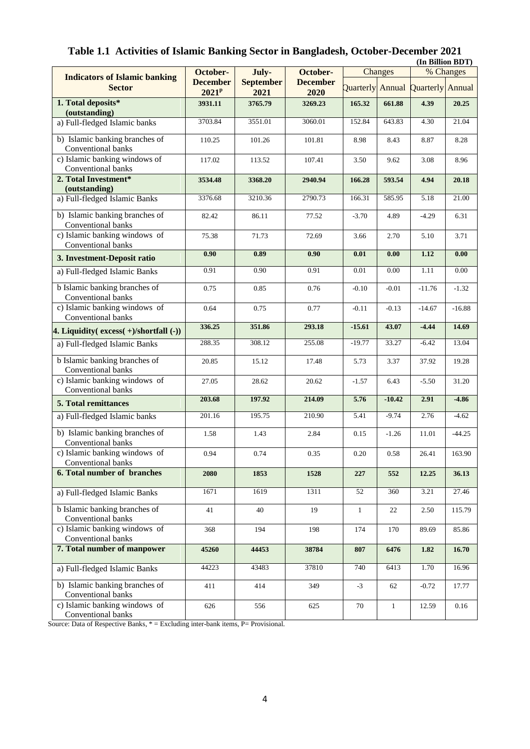### Table 1.1 Activities of Islamic Banking Sector in Bangladesh, October-December 2021

**(In Billion BDT)**

| Indicators of Islamic banking Sector | October-December 2021$^{P}$ | July-September 2021 | October-December 2020 | Changes | | % Changes | |
|---|---|---|---|---|---|---|---|
| | | | | Quarterly | Annual | Quarterly | Annual |
| **1. Total deposits* (outstanding)** | **3931.11** | **3765.79** | **3269.23** | **165.32** | **661.88** | **4.39** | **20.25** |
| a) Full-fledged Islamic banks | 3703.84 | 3551.01 | 3060.01 | 152.84 | 643.83 | 4.30 | 21.04 |
| b) Islamic banking branches of Conventional banks | 110.25 | 101.26 | 101.81 | 8.98 | 8.43 | 8.87 | 8.28 |
| c) Islamic banking windows of Conventional banks | 117.02 | 113.52 | 107.41 | 3.50 | 9.62 | 3.08 | 8.96 |
| **2. Total Investment* (outstanding)** | **3534.48** | **3368.20** | **2940.94** | **166.28** | **593.54** | **4.94** | **20.18** |
| a) Full-fledged Islamic Banks | 3376.68 | 3210.36 | 2790.73 | 166.31 | 585.95 | 5.18 | 21.00 |
| b) Islamic banking branches of Conventional banks | 82.42 | 86.11 | 77.52 | -3.70 | 4.89 | -4.29 | 6.31 |
| c) Islamic banking windows of Conventional banks | 75.38 | 71.73 | 72.69 | 3.66 | 2.70 | 5.10 | 3.71 |
| **3. Investment-Deposit ratio** | **0.90** | **0.89** | **0.90** | **0.01** | **0.00** | **1.12** | **0.00** |
| a) Full-fledged Islamic Banks | 0.91 | 0.90 | 0.91 | 0.01 | 0.00 | 1.11 | 0.00 |
| b Islamic banking branches of Conventional banks | 0.75 | 0.85 | 0.76 | -0.10 | -0.01 | -11.76 | -1.32 |
| c) Islamic banking windows of Conventional banks | 0.64 | 0.75 | 0.77 | -0.11 | -0.13 | -14.67 | -16.88 |
| **4. Liquidity( excess( +)/shortfall (-))** | **336.25** | **351.86** | **293.18** | **-15.61** | **43.07** | **-4.44** | **14.69** |
| a) Full-fledged Islamic Banks | 288.35 | 308.12 | 255.08 | -19.77 | 33.27 | -6.42 | 13.04 |
| b Islamic banking branches of Conventional banks | 20.85 | 15.12 | 17.48 | 5.73 | 3.37 | 37.92 | 19.28 |
| c) Islamic banking windows of Conventional banks | 27.05 | 28.62 | 20.62 | -1.57 | 6.43 | -5.50 | 31.20 |
| **5. Total remittances** | **203.68** | **197.92** | **214.09** | **5.76** | **-10.42** | **2.91** | **-4.86** |
| a) Full-fledged Islamic banks | 201.16 | 195.75 | 210.90 | 5.41 | -9.74 | 2.76 | -4.62 |
| b) Islamic banking branches of Conventional banks | 1.58 | 1.43 | 2.84 | 0.15 | -1.26 | 11.01 | -44.25 |
| c) Islamic banking windows of Conventional banks | 0.94 | 0.74 | 0.35 | 0.20 | 0.58 | 26.41 | 163.90 |
| **6. Total number of branches** | **2080** | **1853** | **1528** | **227** | **552** | **12.25** | **36.13** |
| a) Full-fledged Islamic Banks | 1671 | 1619 | 1311 | 52 | 360 | 3.21 | 27.46 |
| b Islamic banking branches of Conventional banks | 41 | 40 | 19 | 1 | 22 | 2.50 | 115.79 |
| c) Islamic banking windows of Conventional banks | 368 | 194 | 198 | 174 | 170 | 89.69 | 85.86 |
| **7. Total number of manpower** | **45260** | **44453** | **38784** | **807** | **6476** | **1.82** | **16.70** |
| a) Full-fledged Islamic Banks | 44223 | 43483 | 37810 | 740 | 6413 | 1.70 | 16.96 |
| b) Islamic banking branches of Conventional banks | 411 | 414 | 349 | -3 | 62 | -0.72 | 17.77 |
| c) Islamic banking windows of Conventional banks | 626 | 556 | 625 | 70 | 1 | 12.59 | 0.16 |

Source: Data of Respective Banks, * = Excluding inter-bank items, P= Provisional.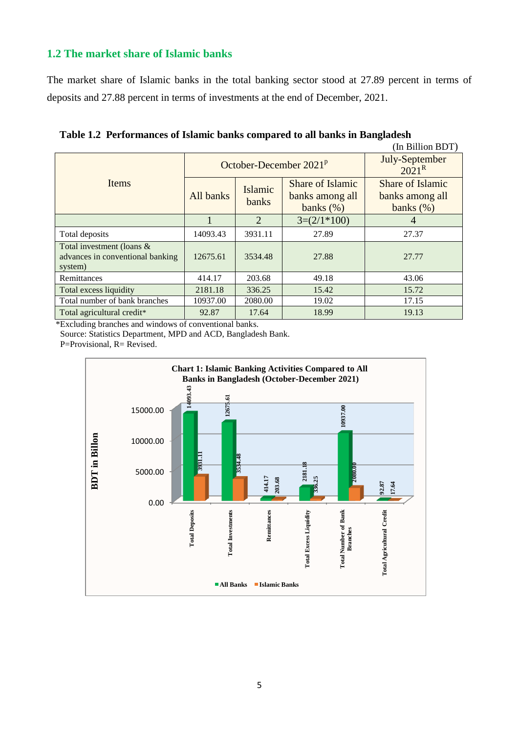## 1.2 The market share of Islamic banks

The market share of Islamic banks in the total banking sector stood at 27.89 percent in terms of deposits and 27.88 percent in terms of investments at the end of December, 2021.

**Table 1.2 Performances of Islamic banks compared to all banks in Bangladesh**

(In Billion BDT)

| Items | October-December 2021[P] | | | July-September 2021[R] |
|---|---|---|---|---|
| | All banks | Islamic banks | Share of Islamic banks among all banks (%) | Share of Islamic banks among all banks (%) |
| | 1 | 2 | 3=(2/1*100) | 4 |
| Total deposits | 14093.43 | 3931.11 | 27.89 | 27.37 |
| Total investment (loans & advances in conventional banking system) | 12675.61 | 3534.48 | 27.88 | 27.77 |
| Remittances | 414.17 | 203.68 | 49.18 | 43.06 |
| Total excess liquidity | 2181.18 | 336.25 | 15.42 | 15.72 |
| Total number of bank branches | 10937.00 | 2080.00 | 19.02 | 17.15 |
| Total agricultural credit* | 92.87 | 17.64 | 18.99 | 19.13 |

*Excluding branches and windows of conventional banks.

Source: Statistics Department, MPD and ACD, Bangladesh Bank.

P=Provisional, R= Revised.

**Chart 1: Islamic Banking Activities Compared to All Banks in Bangladesh (October-December 2021)**

| | All Banks | Islamic Banks |
|---|---|---|
| Total Deposits | 14093.43 | 3931.11 |
| Total Investments | 12675.61 | 3534.48 |
| Remittances | 414.17 | 203.68 |
| Total Excess Liquidity | 2181.18 | 336.25 |
| Total Number of Bank Branches | 10937.00 | 2080.00 |
| Total Agricultural Credit | 92.87 | 17.64 |

Y-axis: BDT in Billon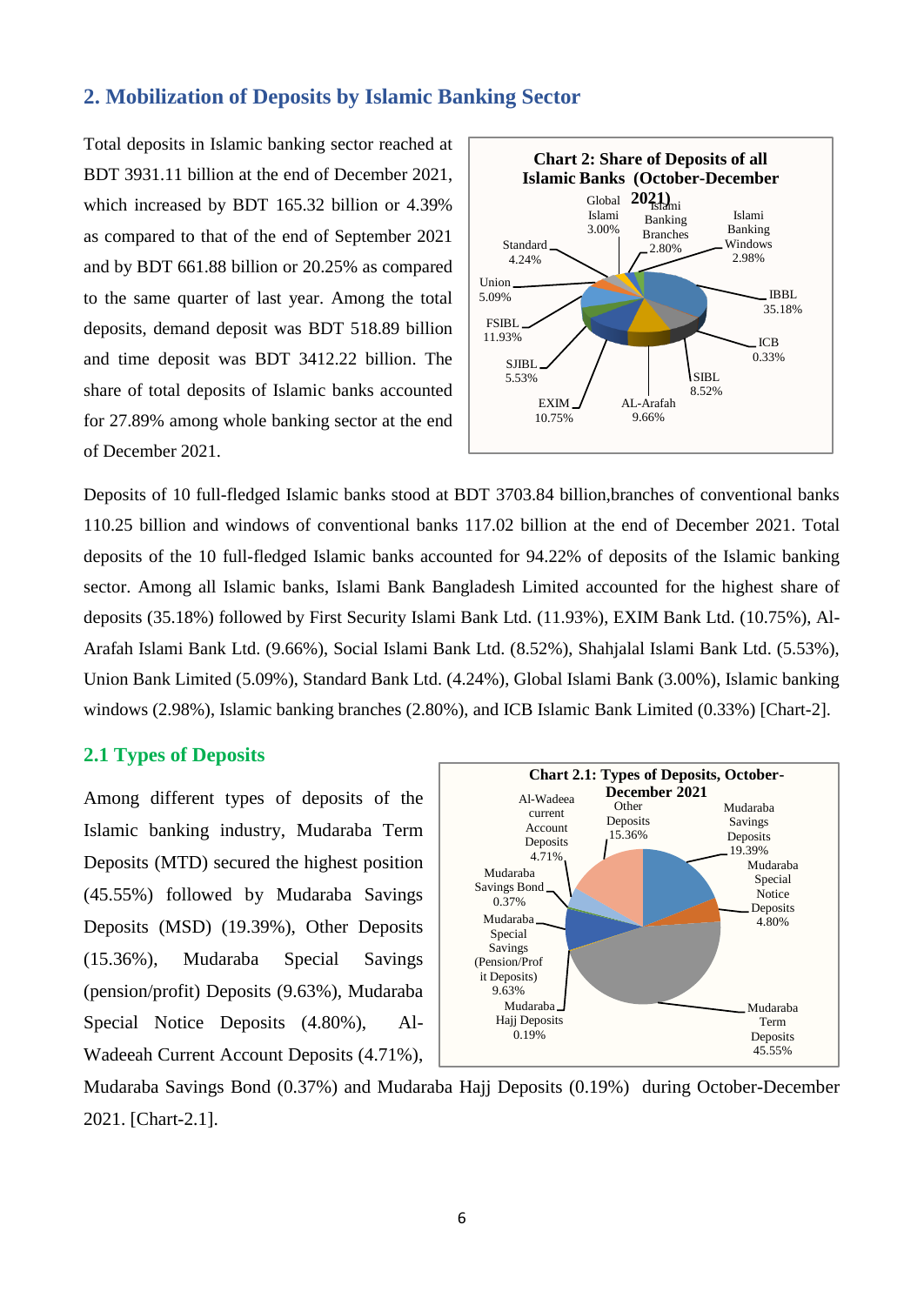## 2. Mobilization of Deposits by Islamic Banking Sector

Total deposits in Islamic banking sector reached at BDT 3931.11 billion at the end of December 2021, which increased by BDT 165.32 billion or 4.39% as compared to that of the end of September 2021 and by BDT 661.88 billion or 20.25% as compared to the same quarter of last year. Among the total deposits, demand deposit was BDT 518.89 billion and time deposit was BDT 3412.22 billion. The share of total deposits of Islamic banks accounted for 27.89% among whole banking sector at the end of December 2021.

**Chart 2: Share of Deposits of all Islamic Banks (October-December 2021)**

Deposits of 10 full-fledged Islamic banks stood at BDT 3703.84 billion,branches of conventional banks 110.25 billion and windows of conventional banks 117.02 billion at the end of December 2021. Total deposits of the 10 full-fledged Islamic banks accounted for 94.22% of deposits of the Islamic banking sector. Among all Islamic banks, Islami Bank Bangladesh Limited accounted for the highest share of deposits (35.18%) followed by First Security Islami Bank Ltd. (11.93%), EXIM Bank Ltd. (10.75%), Al-Arafah Islami Bank Ltd. (9.66%), Social Islami Bank Ltd. (8.52%), Shahjalal Islami Bank Ltd. (5.53%), Union Bank Limited (5.09%), Standard Bank Ltd. (4.24%), Global Islami Bank (3.00%), Islamic banking windows (2.98%), Islamic banking branches (2.80%), and ICB Islamic Bank Limited (0.33%) [Chart-2].

### 2.1 Types of Deposits

Among different types of deposits of the Islamic banking industry, Mudaraba Term Deposits (MTD) secured the highest position (45.55%) followed by Mudaraba Savings Deposits (MSD) (19.39%), Other Deposits (15.36%), Mudaraba Special Savings (pension/profit) Deposits (9.63%), Mudaraba Special Notice Deposits (4.80%), Al-Wadeeah Current Account Deposits (4.71%), Mudaraba Savings Bond (0.37%) and Mudaraba Hajj Deposits (0.19%) during October-December 2021. [Chart-2.1].

**Chart 2.1: Types of Deposits, October-December 2021**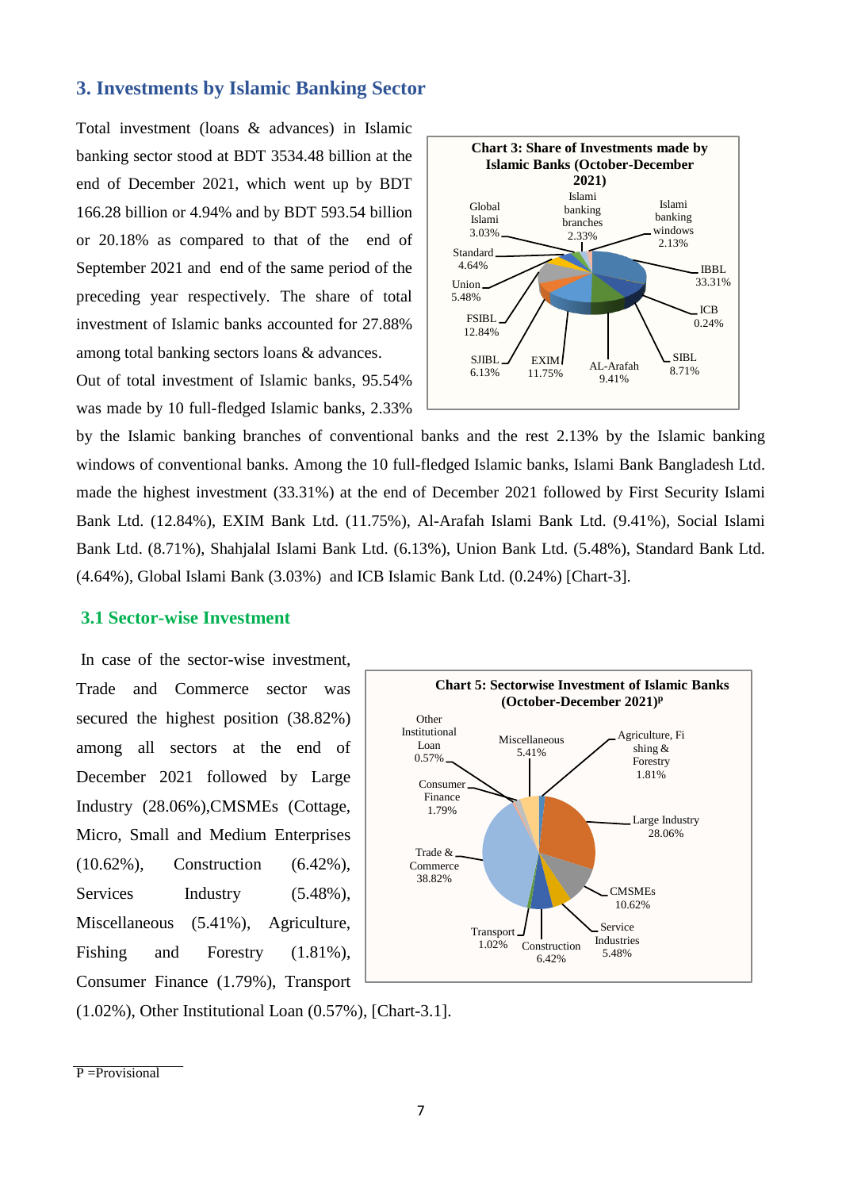## 3. Investments by Islamic Banking Sector

Total investment (loans & advances) in Islamic banking sector stood at BDT 3534.48 billion at the end of December 2021, which went up by BDT 166.28 billion or 4.94% and by BDT 593.54 billion or 20.18% as compared to that of the end of September 2021 and end of the same period of the preceding year respectively. The share of total investment of Islamic banks accounted for 27.88% among total banking sectors loans & advances.

Out of total investment of Islamic banks, 95.54% was made by 10 full-fledged Islamic banks, 2.33% by the Islamic banking branches of conventional banks and the rest 2.13% by the Islamic banking windows of conventional banks. Among the 10 full-fledged Islamic banks, Islami Bank Bangladesh Ltd. made the highest investment (33.31%) at the end of December 2021 followed by First Security Islami Bank Ltd. (12.84%), EXIM Bank Ltd. (11.75%), Al-Arafah Islami Bank Ltd. (9.41%), Social Islami Bank Ltd. (8.71%), Shahjalal Islami Bank Ltd. (6.13%), Union Bank Ltd. (5.48%), Standard Bank Ltd. (4.64%), Global Islami Bank (3.03%) and ICB Islamic Bank Ltd. (0.24%) [Chart-3].

**Chart 3: Share of Investments made by Islamic Banks (October-December 2021)**

| Bank | Share |
|---|---|
| IBBL | 33.31% |
| ICB | 0.24% |
| SIBL | 8.71% |
| AL-Arafah | 9.41% |
| EXIM | 11.75% |
| SJIBL | 6.13% |
| FSIBL | 12.84% |
| Union | 5.48% |
| Standard | 4.64% |
| Global Islami | 3.03% |
| Islami banking branches | 2.33% |
| Islami banking windows | 2.13% |

### 3.1 Sector-wise Investment

In case of the sector-wise investment, Trade and Commerce sector was secured the highest position (38.82%) among all sectors at the end of December 2021 followed by Large Industry (28.06%),CMSMEs (Cottage, Micro, Small and Medium Enterprises (10.62%), Construction (6.42%), Services Industry (5.48%), Miscellaneous (5.41%), Agriculture, Fishing and Forestry (1.81%), Consumer Finance (1.79%), Transport (1.02%), Other Institutional Loan (0.57%), [Chart-3.1].

**Chart 5: Sectorwise Investment of Islamic Banks (October-December 2021)^P**

| Sector | Share |
|---|---|
| Agriculture, Fishing & Forestry | 1.81% |
| Large Industry | 28.06% |
| CMSMEs | 10.62% |
| Service Industries | 5.48% |
| Construction | 6.42% |
| Transport | 1.02% |
| Trade & Commerce | 38.82% |
| Consumer Finance | 1.79% |
| Other Institutional Loan | 0.57% |
| Miscellaneous | 5.41% |

P =Provisional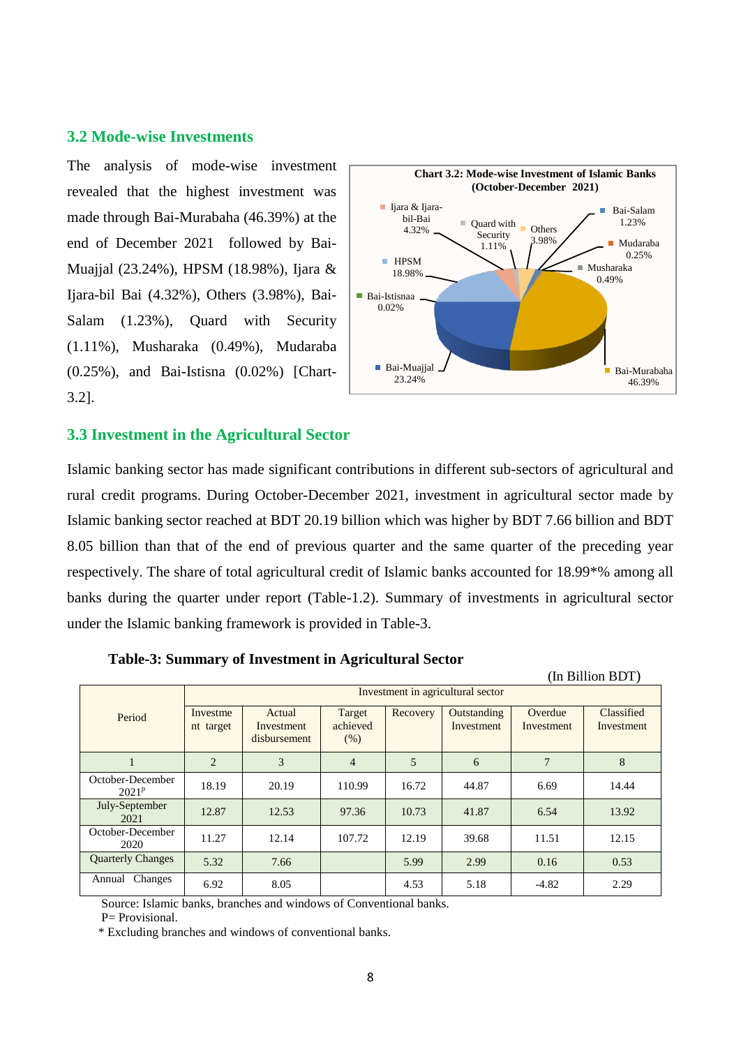## 3.2 Mode-wise Investments

The analysis of mode-wise investment revealed that the highest investment was made through Bai-Murabaha (46.39%) at the end of December 2021 followed by Bai-Muajjal (23.24%), HPSM (18.98%), Ijara & Ijara-bil Bai (4.32%), Others (3.98%), Bai-Salam (1.23%), Quard with Security (1.11%), Musharaka (0.49%), Mudaraba (0.25%), and Bai-Istisna (0.02%) [Chart-3.2].

**Chart 3.2: Mode-wise Investment of Islamic Banks (October-December 2021)**

- Bai-Murabaha 46.39%
- Bai-Muajjal 23.24%
- HPSM 18.98%
- Ijara & Ijara-bil-Bai 4.32%
- Others 3.98%
- Bai-Salam 1.23%
- Quard with Security 1.11%
- Musharaka 0.49%
- Mudaraba 0.25%
- Bai-Istisnaa 0.02%

## 3.3 Investment in the Agricultural Sector

Islamic banking sector has made significant contributions in different sub-sectors of agricultural and rural credit programs. During October-December 2021, investment in agricultural sector made by Islamic banking sector reached at BDT 20.19 billion which was higher by BDT 7.66 billion and BDT 8.05 billion than that of the end of previous quarter and the same quarter of the preceding year respectively. The share of total agricultural credit of Islamic banks accounted for 18.99*% among all banks during the quarter under report (Table-1.2). Summary of investments in agricultural sector under the Islamic banking framework is provided in Table-3.

**Table-3: Summary of Investment in Agricultural Sector**

(In Billion BDT)

| Period | Investment in agricultural sector | | | | | | |
|---|---|---|---|---|---|---|---|
| | Investment target | Actual Investment disbursement | Target achieved (%) | Recovery | Outstanding Investment | Overdue Investment | Classified Investment |
| 1 | 2 | 3 | 4 | 5 | 6 | 7 | 8 |
| October-December 2021[P] | 18.19 | 20.19 | 110.99 | 16.72 | 44.87 | 6.69 | 14.44 |
| July-September 2021 | 12.87 | 12.53 | 97.36 | 10.73 | 41.87 | 6.54 | 13.92 |
| October-December 2020 | 11.27 | 12.14 | 107.72 | 12.19 | 39.68 | 11.51 | 12.15 |
| Quarterly Changes | 5.32 | 7.66 | | 5.99 | 2.99 | 0.16 | 0.53 |
| Annual Changes | 6.92 | 8.05 | | 4.53 | 5.18 | -4.82 | 2.29 |

Source: Islamic banks, branches and windows of Conventional banks.
P= Provisional.
* Excluding branches and windows of conventional banks.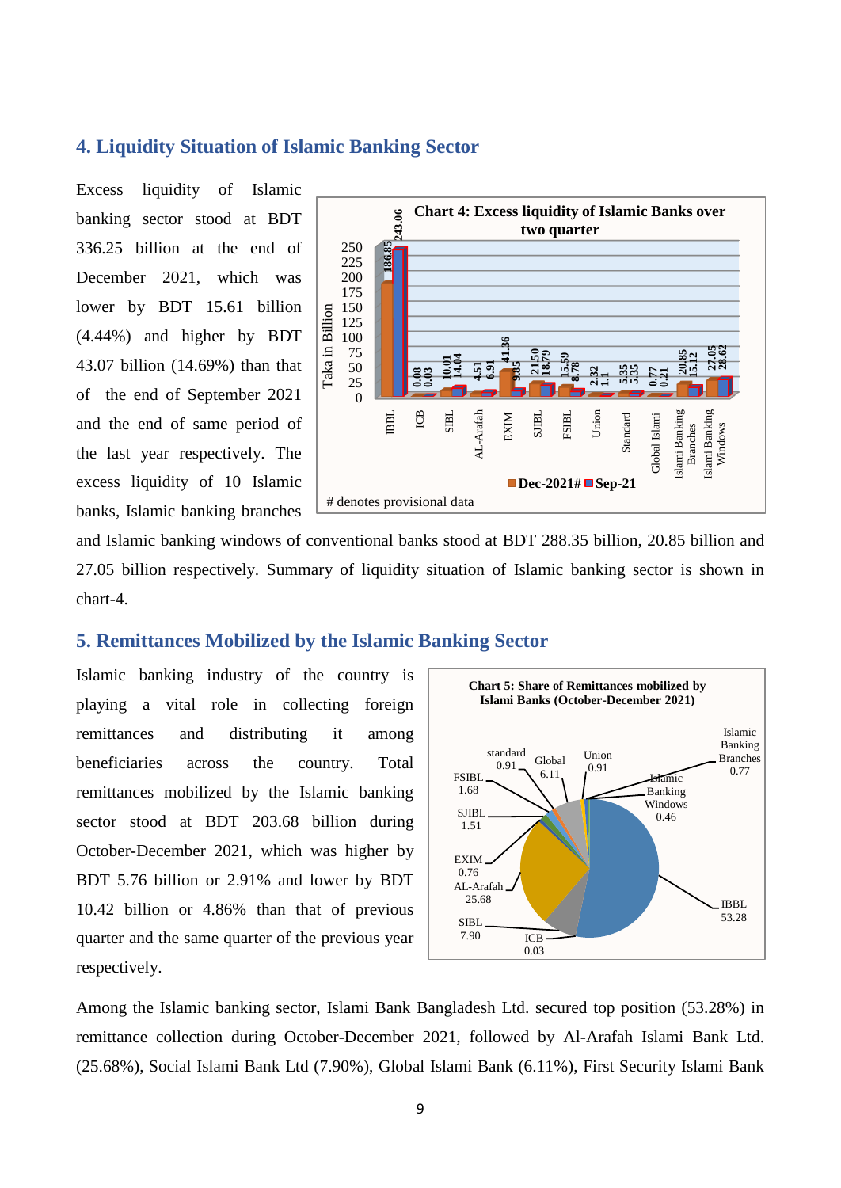## 4. Liquidity Situation of Islamic Banking Sector

Excess liquidity of Islamic banking sector stood at BDT 336.25 billion at the end of December 2021, which was lower by BDT 15.61 billion (4.44%) and higher by BDT 43.07 billion (14.69%) than that of the end of September 2021 and the end of same period of the last year respectively. The excess liquidity of 10 Islamic banks, Islamic banking branches and Islamic banking windows of conventional banks stood at BDT 288.35 billion, 20.85 billion and 27.05 billion respectively. Summary of liquidity situation of Islamic banking sector is shown in chart-4.

**Chart 4: Excess liquidity of Islamic Banks over two quarter**

| Bank | Dec-2021# | Sep-21 |
|---|---|---|
| IBBL | 186.85 | 243.06 |
| ICB | 0.08 | 0.03 |
| SIBL | 10.01 | 14.04 |
| AL-Arafah | 4.51 | 6.91 |
| EXIM | 41.36 | 9.85 |
| SJIBL | 21.50 | 18.79 |
| FSIBL | 15.59 | 8.78 |
| Union | 2.32 | 1.1 |
| Standard | 5.35 | 5.35 |
| Global Islami | 0.77 | 0.21 |
| Islami Banking Branches | 20.85 | 15.12 |
| Islami Banking Windows | 27.05 | 28.62 |

Taka in Billion

# denotes provisional data

## 5. Remittances Mobilized by the Islamic Banking Sector

Islamic banking industry of the country is playing a vital role in collecting foreign remittances and distributing it among beneficiaries across the country. Total remittances mobilized by the Islamic banking sector stood at BDT 203.68 billion during October-December 2021, which was higher by BDT 5.76 billion or 2.91% and lower by BDT 10.42 billion or 4.86% than that of previous quarter and the same quarter of the previous year respectively.

**Chart 5: Share of Remittances mobilized by Islami Banks (October-December 2021)**

| Bank | Share (%) |
|---|---|
| IBBL | 53.28 |
| AL-Arafah | 25.68 |
| SIBL | 7.90 |
| Global | 6.11 |
| FSIBL | 1.68 |
| SJIBL | 1.51 |
| standard | 0.91 |
| Union | 0.91 |
| Islamic Banking Branches | 0.77 |
| EXIM | 0.76 |
| Islamic Banking Windows | 0.46 |
| ICB | 0.03 |

Among the Islamic banking sector, Islami Bank Bangladesh Ltd. secured top position (53.28%) in remittance collection during October-December 2021, followed by Al-Arafah Islami Bank Ltd. (25.68%), Social Islami Bank Ltd (7.90%), Global Islami Bank (6.11%), First Security Islami Bank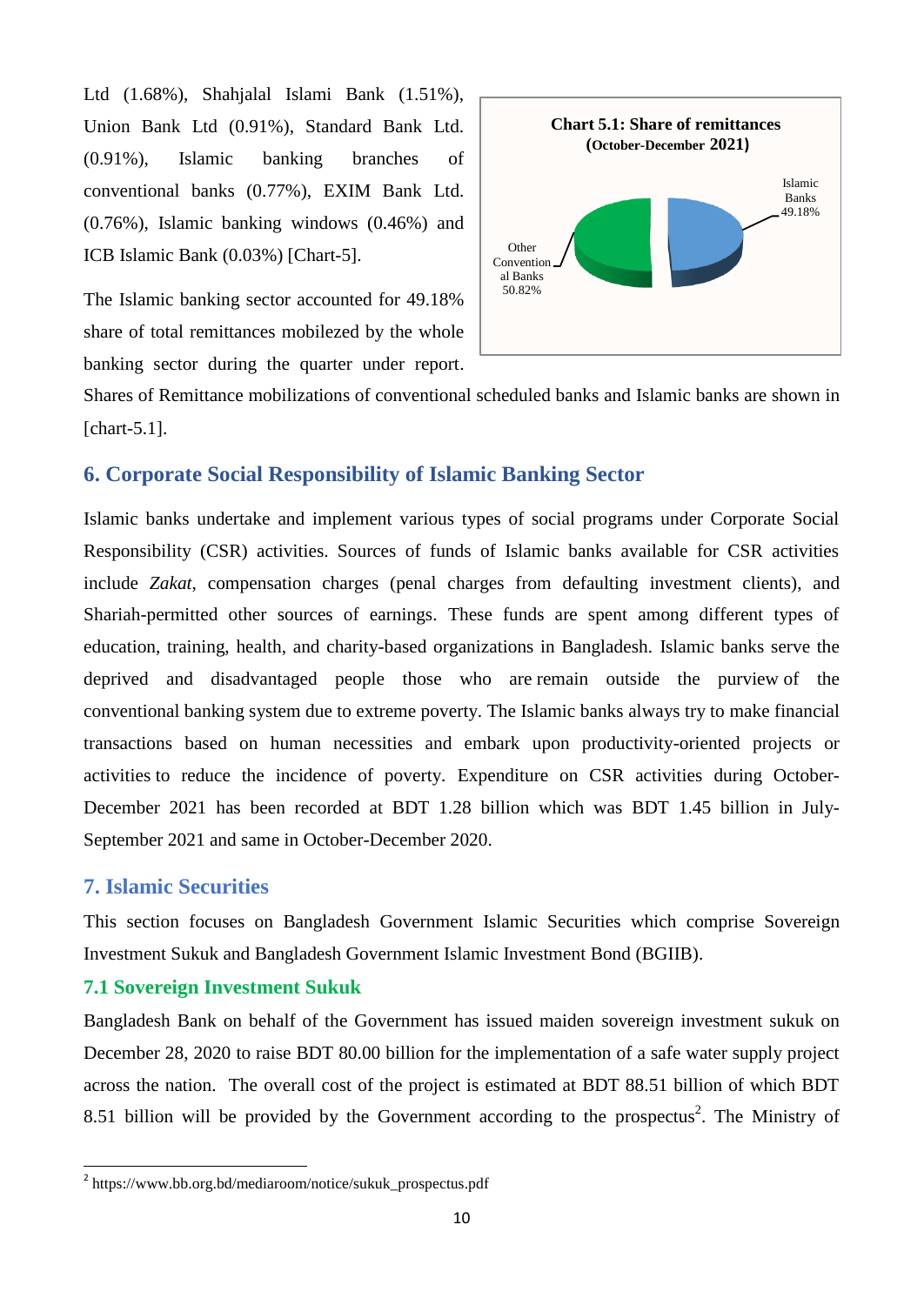Ltd (1.68%), Shahjalal Islami Bank (1.51%), Union Bank Ltd (0.91%), Standard Bank Ltd. (0.91%), Islamic banking branches of conventional banks (0.77%), EXIM Bank Ltd. (0.76%), Islamic banking windows (0.46%) and ICB Islamic Bank (0.03%) [Chart-5].

**Chart 5.1: Share of remittances (October-December 2021)**

Islamic Banks 49.18%

Other Conventional Banks 50.82%

The Islamic banking sector accounted for 49.18% share of total remittances mobilezed by the whole banking sector during the quarter under report. Shares of Remittance mobilizations of conventional scheduled banks and Islamic banks are shown in [chart-5.1].

## 6. Corporate Social Responsibility of Islamic Banking Sector

Islamic banks undertake and implement various types of social programs under Corporate Social Responsibility (CSR) activities. Sources of funds of Islamic banks available for CSR activities include *Zakat*, compensation charges (penal charges from defaulting investment clients), and Shariah-permitted other sources of earnings. These funds are spent among different types of education, training, health, and charity-based organizations in Bangladesh. Islamic banks serve the deprived and disadvantaged people those who are remain outside the purview of the conventional banking system due to extreme poverty. The Islamic banks always try to make financial transactions based on human necessities and embark upon productivity-oriented projects or activities to reduce the incidence of poverty. Expenditure on CSR activities during October-December 2021 has been recorded at BDT 1.28 billion which was BDT 1.45 billion in July-September 2021 and same in October-December 2020.

## 7. Islamic Securities

This section focuses on Bangladesh Government Islamic Securities which comprise Sovereign Investment Sukuk and Bangladesh Government Islamic Investment Bond (BGIIB).

### 7.1 Sovereign Investment Sukuk

Bangladesh Bank on behalf of the Government has issued maiden sovereign investment sukuk on December 28, 2020 to raise BDT 80.00 billion for the implementation of a safe water supply project across the nation. The overall cost of the project is estimated at BDT 88.51 billion of which BDT 8.51 billion will be provided by the Government according to the prospectus[2]. The Ministry of

[2] https://www.bb.org.bd/mediaroom/notice/sukuk_prospectus.pdf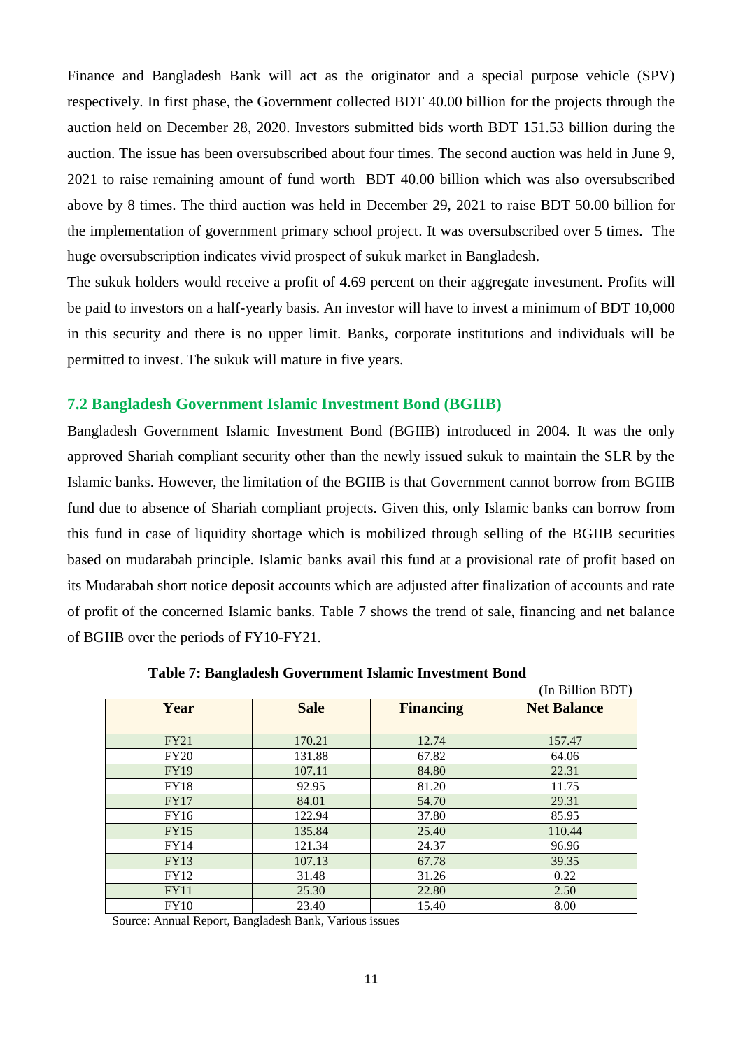Finance and Bangladesh Bank will act as the originator and a special purpose vehicle (SPV) respectively. In first phase, the Government collected BDT 40.00 billion for the projects through the auction held on December 28, 2020. Investors submitted bids worth BDT 151.53 billion during the auction. The issue has been oversubscribed about four times. The second auction was held in June 9, 2021 to raise remaining amount of fund worth BDT 40.00 billion which was also oversubscribed above by 8 times. The third auction was held in December 29, 2021 to raise BDT 50.00 billion for the implementation of government primary school project. It was oversubscribed over 5 times. The huge oversubscription indicates vivid prospect of sukuk market in Bangladesh.

The sukuk holders would receive a profit of 4.69 percent on their aggregate investment. Profits will be paid to investors on a half-yearly basis. An investor will have to invest a minimum of BDT 10,000 in this security and there is no upper limit. Banks, corporate institutions and individuals will be permitted to invest. The sukuk will mature in five years.

### 7.2 Bangladesh Government Islamic Investment Bond (BGIIB)

Bangladesh Government Islamic Investment Bond (BGIIB) introduced in 2004. It was the only approved Shariah compliant security other than the newly issued sukuk to maintain the SLR by the Islamic banks. However, the limitation of the BGIIB is that Government cannot borrow from BGIIB fund due to absence of Shariah compliant projects. Given this, only Islamic banks can borrow from this fund in case of liquidity shortage which is mobilized through selling of the BGIIB securities based on mudarabah principle. Islamic banks avail this fund at a provisional rate of profit based on its Mudarabah short notice deposit accounts which are adjusted after finalization of accounts and rate of profit of the concerned Islamic banks. Table 7 shows the trend of sale, financing and net balance of BGIIB over the periods of FY10-FY21.

**Table 7: Bangladesh Government Islamic Investment Bond**

(In Billion BDT)

| Year | Sale | Financing | Net Balance |
|---|---|---|---|
| FY21 | 170.21 | 12.74 | 157.47 |
| FY20 | 131.88 | 67.82 | 64.06 |
| FY19 | 107.11 | 84.80 | 22.31 |
| FY18 | 92.95 | 81.20 | 11.75 |
| FY17 | 84.01 | 54.70 | 29.31 |
| FY16 | 122.94 | 37.80 | 85.95 |
| FY15 | 135.84 | 25.40 | 110.44 |
| FY14 | 121.34 | 24.37 | 96.96 |
| FY13 | 107.13 | 67.78 | 39.35 |
| FY12 | 31.48 | 31.26 | 0.22 |
| FY11 | 25.30 | 22.80 | 2.50 |
| FY10 | 23.40 | 15.40 | 8.00 |

Source: Annual Report, Bangladesh Bank, Various issues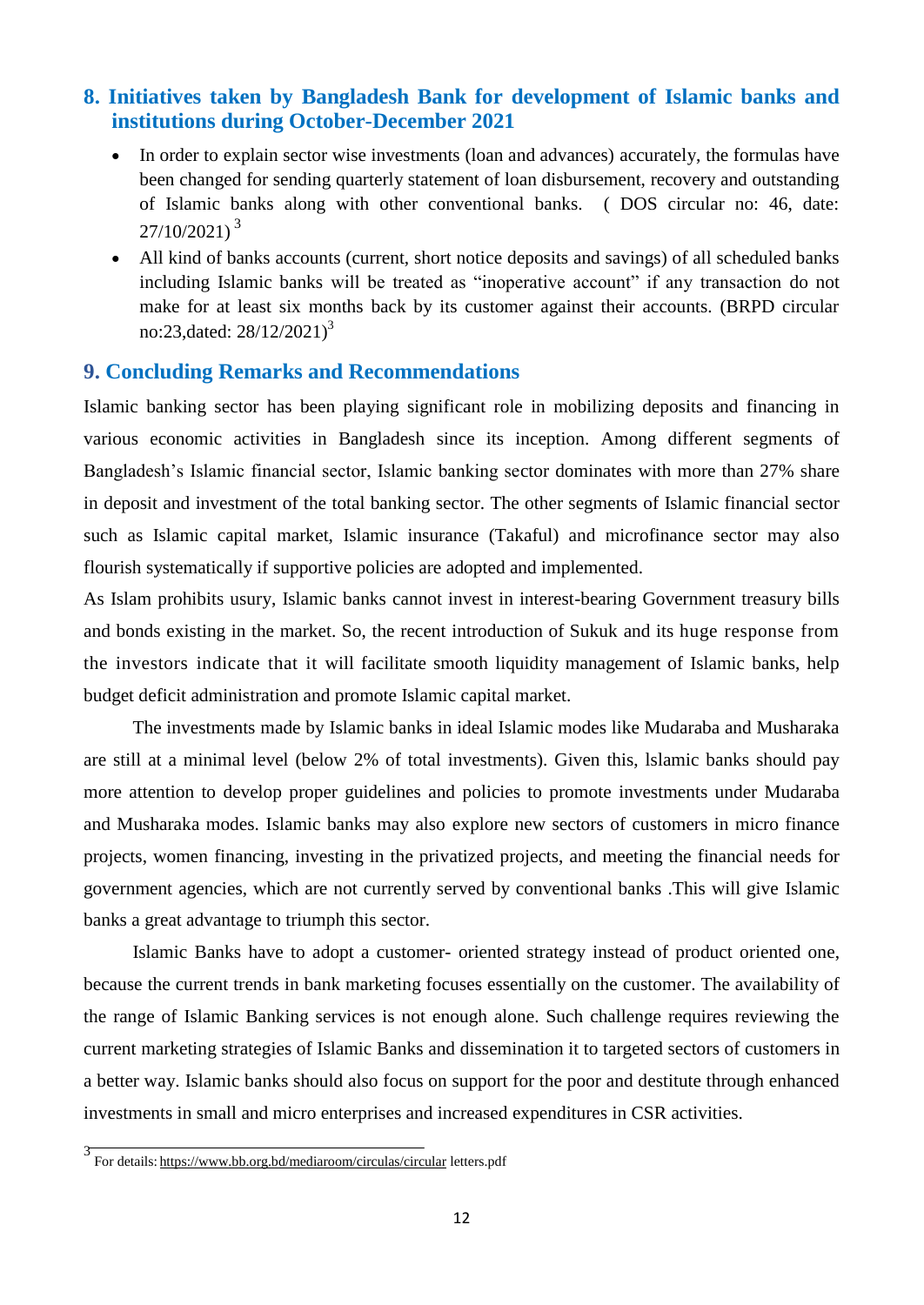## 8. Initiatives taken by Bangladesh Bank for development of Islamic banks and institutions during October-December 2021

- In order to explain sector wise investments (loan and advances) accurately, the formulas have been changed for sending quarterly statement of loan disbursement, recovery and outstanding of Islamic banks along with other conventional banks. ( DOS circular no: 46, date: 27/10/2021) [3]
- All kind of banks accounts (current, short notice deposits and savings) of all scheduled banks including Islamic banks will be treated as "inoperative account" if any transaction do not make for at least six months back by its customer against their accounts. (BRPD circular no:23,dated: 28/12/2021)[3]

## 9. Concluding Remarks and Recommendations

Islamic banking sector has been playing significant role in mobilizing deposits and financing in various economic activities in Bangladesh since its inception. Among different segments of Bangladesh's Islamic financial sector, Islamic banking sector dominates with more than 27% share in deposit and investment of the total banking sector. The other segments of Islamic financial sector such as Islamic capital market, Islamic insurance (Takaful) and microfinance sector may also flourish systematically if supportive policies are adopted and implemented.

As Islam prohibits usury, Islamic banks cannot invest in interest-bearing Government treasury bills and bonds existing in the market. So, the recent introduction of Sukuk and its huge response from the investors indicate that it will facilitate smooth liquidity management of Islamic banks, help budget deficit administration and promote Islamic capital market.

The investments made by Islamic banks in ideal Islamic modes like Mudaraba and Musharaka are still at a minimal level (below 2% of total investments). Given this, lslamic banks should pay more attention to develop proper guidelines and policies to promote investments under Mudaraba and Musharaka modes. Islamic banks may also explore new sectors of customers in micro finance projects, women financing, investing in the privatized projects, and meeting the financial needs for government agencies, which are not currently served by conventional banks .This will give Islamic banks a great advantage to triumph this sector.

Islamic Banks have to adopt a customer- oriented strategy instead of product oriented one, because the current trends in bank marketing focuses essentially on the customer. The availability of the range of Islamic Banking services is not enough alone. Such challenge requires reviewing the current marketing strategies of Islamic Banks and dissemination it to targeted sectors of customers in a better way. Islamic banks should also focus on support for the poor and destitute through enhanced investments in small and micro enterprises and increased expenditures in CSR activities.

---

[3] For details: https://www.bb.org.bd/mediaroom/circulas/circular letters.pdf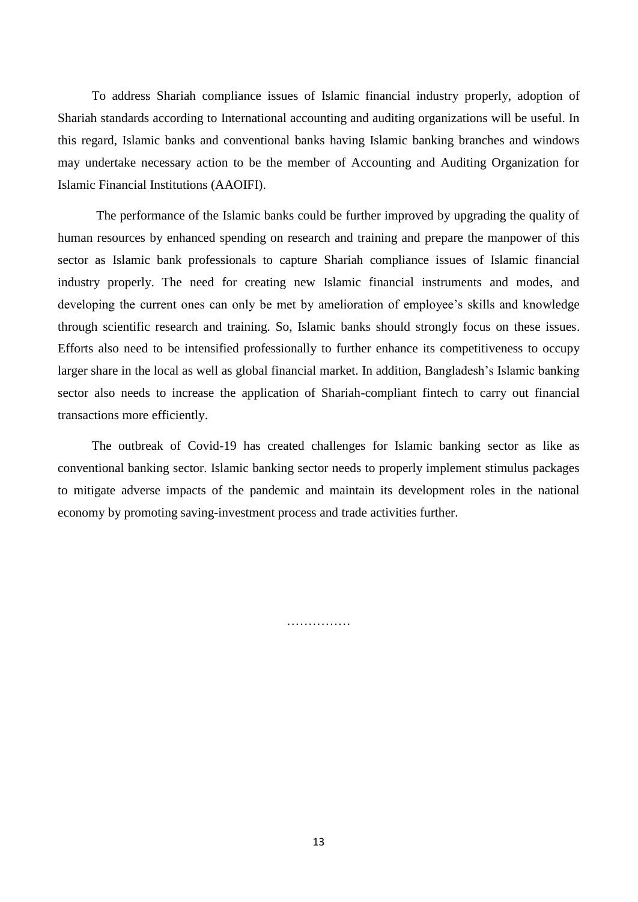To address Shariah compliance issues of Islamic financial industry properly, adoption of Shariah standards according to International accounting and auditing organizations will be useful. In this regard, Islamic banks and conventional banks having Islamic banking branches and windows may undertake necessary action to be the member of Accounting and Auditing Organization for Islamic Financial Institutions (AAOIFI).

The performance of the Islamic banks could be further improved by upgrading the quality of human resources by enhanced spending on research and training and prepare the manpower of this sector as Islamic bank professionals to capture Shariah compliance issues of Islamic financial industry properly. The need for creating new Islamic financial instruments and modes, and developing the current ones can only be met by amelioration of employee's skills and knowledge through scientific research and training. So, Islamic banks should strongly focus on these issues. Efforts also need to be intensified professionally to further enhance its competitiveness to occupy larger share in the local as well as global financial market. In addition, Bangladesh's Islamic banking sector also needs to increase the application of Shariah-compliant fintech to carry out financial transactions more efficiently.

The outbreak of Covid-19 has created challenges for Islamic banking sector as like as conventional banking sector. Islamic banking sector needs to properly implement stimulus packages to mitigate adverse impacts of the pandemic and maintain its development roles in the national economy by promoting saving-investment process and trade activities further.

……………